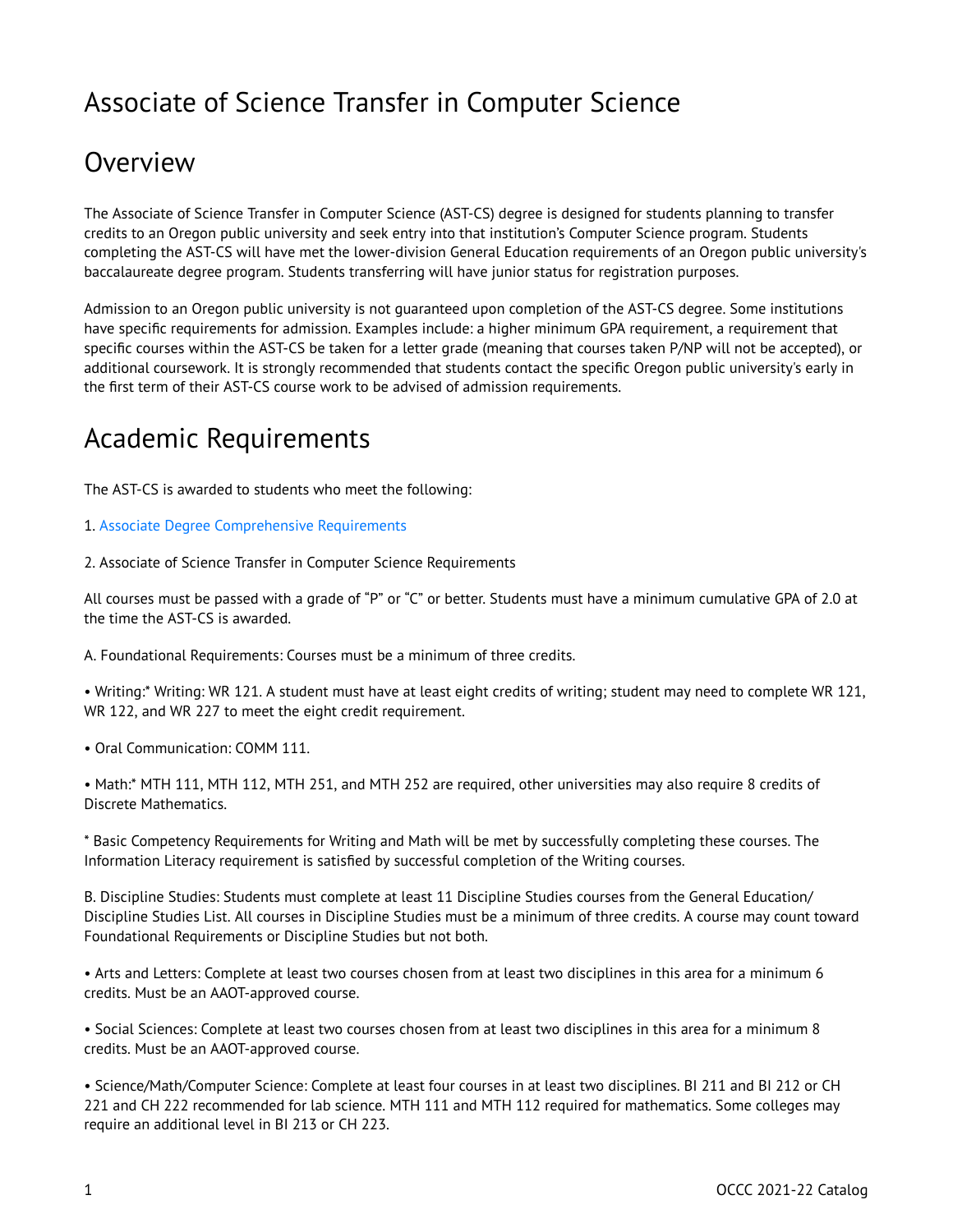# Associate of Science Transfer in Computer Science

## Overview

The Associate of Science Transfer in Computer Science (AST-CS) degree is designed for students planning to transfer credits to an Oregon public university and seek entry into that institution's Computer Science program. Students completing the AST-CS will have met the lower-division General Education requirements of an Oregon public university's baccalaureate degree program. Students transferring will have junior status for registration purposes.

Admission to an Oregon public university is not guaranteed upon completion of the AST-CS degree. Some institutions have specific requirements for admission. Examples include: a higher minimum GPA requirement, a requirement that specific courses within the AST-CS be taken for a letter grade (meaning that courses taken P/NP will not be accepted), or additional coursework. It is strongly recommended that students contact the specific Oregon public university's early in the first term of their AST-CS course work to be advised of admission requirements.

## Academic Requirements

The AST-CS is awarded to students who meet the following:

1. Associate Degree Comprehensive Requirements

2. Associate of Science Transfer in Computer Science Requirements

All courses must be passed with a grade of "P" or "C" or better. Students must have a minimum cumulative GPA of 2.0 at the time the AST-CS is awarded.

A. Foundational Requirements: Courses must be a minimum of three credits.

• Writing:* Writing: WR 121. A student must have at least eight credits of writing; student may need to complete WR 121, WR 122, and WR 227 to meet the eight credit requirement.

• Oral Communication: COMM 111.

• Math:* MTH 111, MTH 112, MTH 251, and MTH 252 are required, other universities may also require 8 credits of Discrete Mathematics.

* Basic Competency Requirements for Writing and Math will be met by successfully completing these courses. The Information Literacy requirement is satisfied by successful completion of the Writing courses.

B. Discipline Studies: Students must complete at least 11 Discipline Studies courses from the General Education/Discipline Studies List. All courses in Discipline Studies must be a minimum of three credits. A course may count toward Foundational Requirements or Discipline Studies but not both.

• Arts and Letters: Complete at least two courses chosen from at least two disciplines in this area for a minimum 6 credits. Must be an AAOT-approved course.

• Social Sciences: Complete at least two courses chosen from at least two disciplines in this area for a minimum 8 credits. Must be an AAOT-approved course.

• Science/Math/Computer Science: Complete at least four courses in at least two disciplines. BI 211 and BI 212 or CH 221 and CH 222 recommended for lab science. MTH 111 and MTH 112 required for mathematics. Some colleges may require an additional level in BI 213 or CH 223.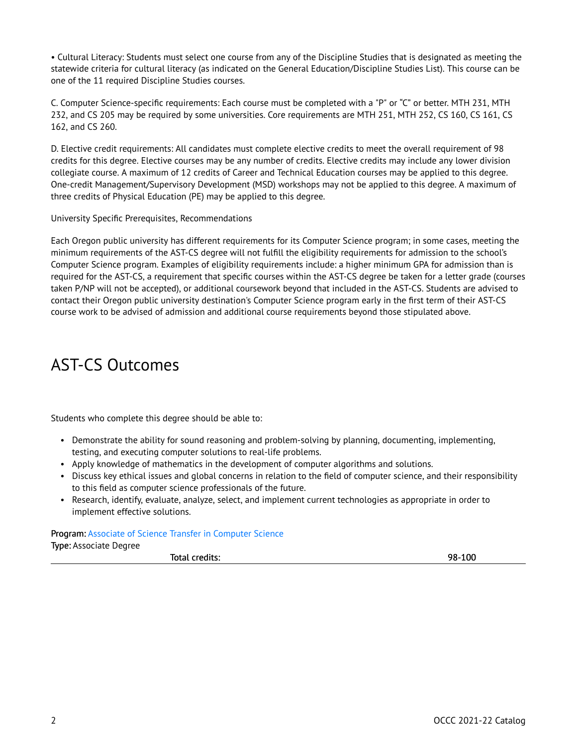• Cultural Literacy: Students must select one course from any of the Discipline Studies that is designated as meeting the statewide criteria for cultural literacy (as indicated on the General Education/Discipline Studies List). This course can be one of the 11 required Discipline Studies courses.

C. Computer Science-specific requirements: Each course must be completed with a "P" or "C" or better. MTH 231, MTH 232, and CS 205 may be required by some universities. Core requirements are MTH 251, MTH 252, CS 160, CS 161, CS 162, and CS 260.

D. Elective credit requirements: All candidates must complete elective credits to meet the overall requirement of 98 credits for this degree. Elective courses may be any number of credits. Elective credits may include any lower division collegiate course. A maximum of 12 credits of Career and Technical Education courses may be applied to this degree. One-credit Management/Supervisory Development (MSD) workshops may not be applied to this degree. A maximum of three credits of Physical Education (PE) may be applied to this degree.

University Specific Prerequisites, Recommendations

Each Oregon public university has different requirements for its Computer Science program; in some cases, meeting the minimum requirements of the AST-CS degree will not fulfill the eligibility requirements for admission to the school's Computer Science program. Examples of eligibility requirements include: a higher minimum GPA for admission than is required for the AST-CS, a requirement that specific courses within the AST-CS degree be taken for a letter grade (courses taken P/NP will not be accepted), or additional coursework beyond that included in the AST-CS. Students are advised to contact their Oregon public university destination's Computer Science program early in the first term of their AST-CS course work to be advised of admission and additional course requirements beyond those stipulated above.

# AST-CS Outcomes

Students who complete this degree should be able to:

- Demonstrate the ability for sound reasoning and problem-solving by planning, documenting, implementing, testing, and executing computer solutions to real-life problems.
- Apply knowledge of mathematics in the development of computer algorithms and solutions.
- Discuss key ethical issues and global concerns in relation to the field of computer science, and their responsibility to this field as computer science professionals of the future.
- Research, identify, evaluate, analyze, select, and implement current technologies as appropriate in order to implement effective solutions.

**Program:** Associate of Science Transfer in Computer Science
**Type:** Associate Degree

| | |
|---|---|
| **Total credits:** | **98-100** |